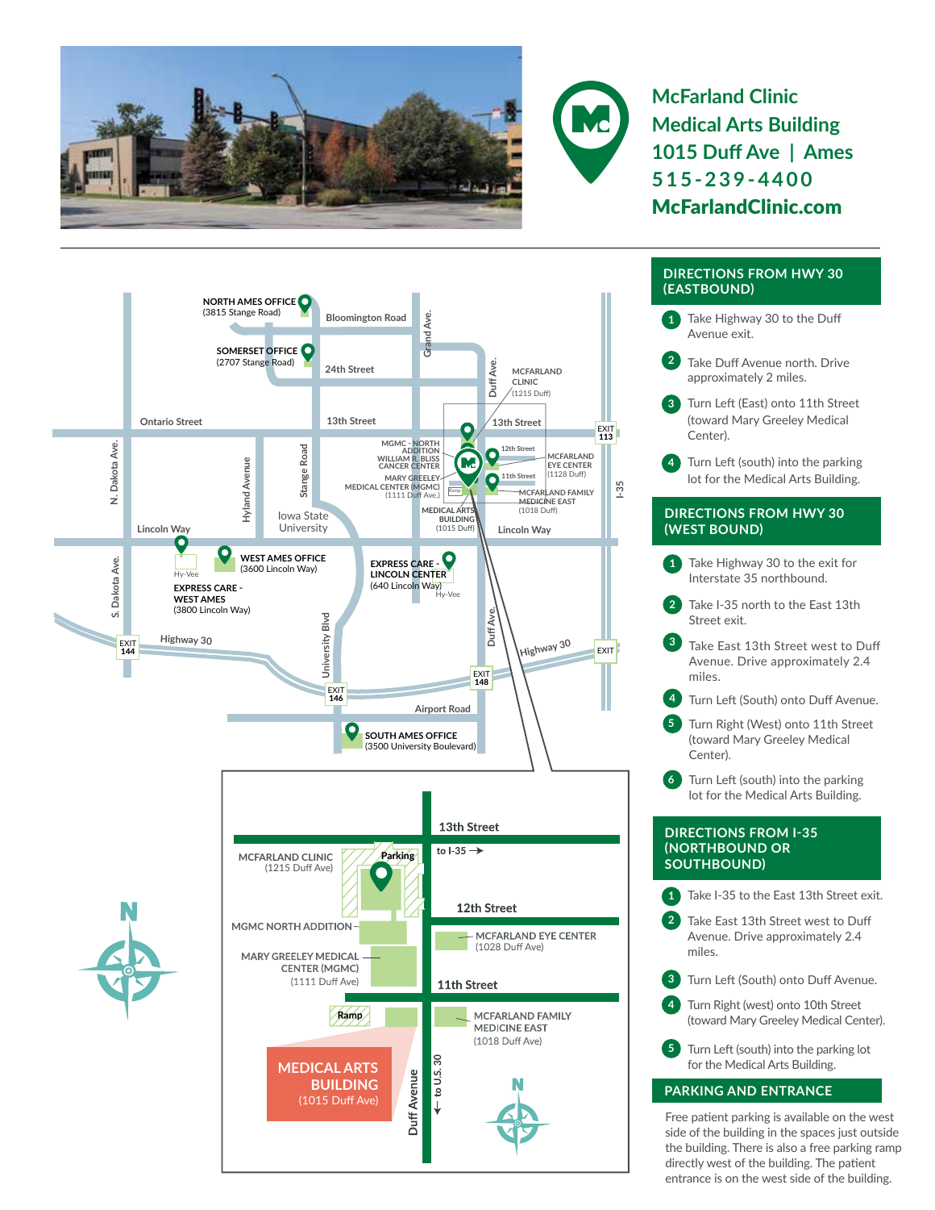# McFarland Clinic Medical Arts Building

**1015 Duff Ave | Ames**

**515-239-4400**

**McFarlandClinic.com**

## DIRECTIONS FROM HWY 30 (EASTBOUND)

1. Take Highway 30 to the Duff Avenue exit.
2. Take Duff Avenue north. Drive approximately 2 miles.
3. Turn Left (East) onto 11th Street (toward Mary Greeley Medical Center).
4. Turn Left (south) into the parking lot for the Medical Arts Building.

## DIRECTIONS FROM HWY 30 (WEST BOUND)

1. Take Highway 30 to the exit for Interstate 35 northbound.
2. Take I-35 north to the East 13th Street exit.
3. Take East 13th Street west to Duff Avenue. Drive approximately 2.4 miles.
4. Turn Left (South) onto Duff Avenue.
5. Turn Right (West) onto 11th Street (toward Mary Greeley Medical Center).
6. Turn Left (south) into the parking lot for the Medical Arts Building.

## DIRECTIONS FROM I-35 (NORTHBOUND OR SOUTHBOUND)

1. Take I-35 to the East 13th Street exit.
2. Take East 13th Street west to Duff Avenue. Drive approximately 2.4 miles.
3. Turn Left (South) onto Duff Avenue.
4. Turn Right (west) onto 10th Street (toward Mary Greeley Medical Center).
5. Turn Left (south) into the parking lot for the Medical Arts Building.

## PARKING AND ENTRANCE

Free patient parking is available on the west side of the building in the spaces just outside the building. There is also a free parking ramp directly west of the building. The patient entrance is on the west side of the building.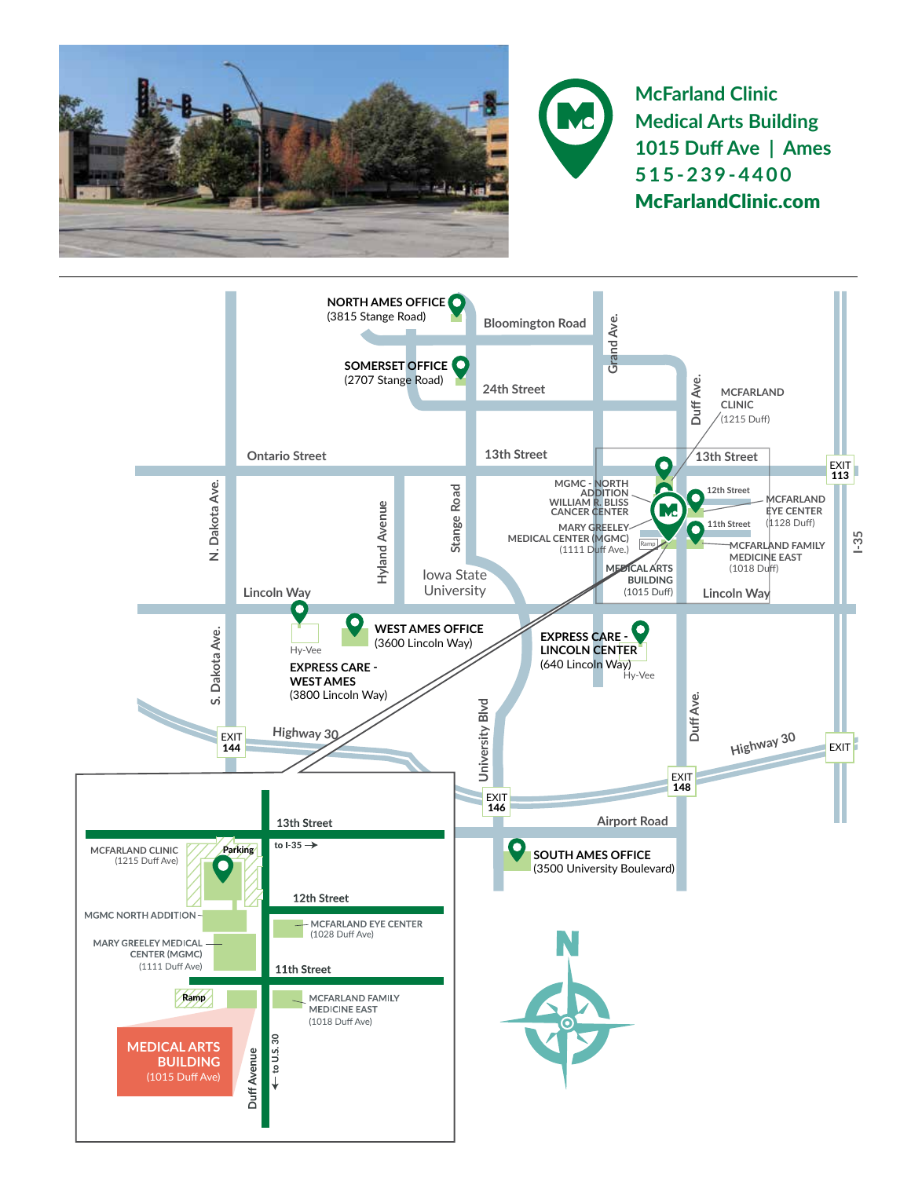**McFarland Clinic**
**Medical Arts Building**
**1015 Duff Ave | Ames**
**515-239-4400**
**McFarlandClinic.com**

---

NORTH AMES OFFICE (3815 Stange Road)

SOMERSET OFFICE (2707 Stange Road)

MCFARLAND CLINIC (1215 Duff)

MGMC - NORTH ADDITION

WILLIAM R. BLISS CANCER CENTER

MARY GREELEY MEDICAL CENTER (MGMC) (1111 Duff Ave.)

MCFARLAND EYE CENTER (1128 Duff)

MCFARLAND FAMILY MEDICINE EAST (1018 Duff)

MEDICAL ARTS BUILDING (1015 Duff)

WEST AMES OFFICE (3600 Lincoln Way)

EXPRESS CARE - WEST AMES (3800 Lincoln Way)

EXPRESS CARE - LINCOLN CENTER (640 Lincoln Way)

SOUTH AMES OFFICE (3500 University Boulevard)

Bloomington Road · 24th Street · 13th Street · Ontario Street · Lincoln Way · Highway 30 · Airport Road · Grand Ave. · Duff Ave. · N. Dakota Ave. · S. Dakota Ave. · Hyland Avenue · Stange Road · University Blvd · I-35 · Iowa State University · Hy-Vee

EXIT 113 · EXIT 144 · EXIT 146 · EXIT 148 · EXIT

**Inset:**

13th Street · 12th Street · 11th Street · Duff Avenue · to I-35 → · ← to US. 30

MCFARLAND CLINIC (1215 Duff Ave) · Parking

MGMC NORTH ADDITION

MARY GREELEY MEDICAL CENTER (MGMC) (1111 Duff Ave)

MCFARLAND EYE CENTER (1028 Duff Ave)

MCFARLAND FAMILY MEDICINE EAST (1018 Duff Ave)

Ramp

MEDICAL ARTS BUILDING (1015 Duff Ave)

N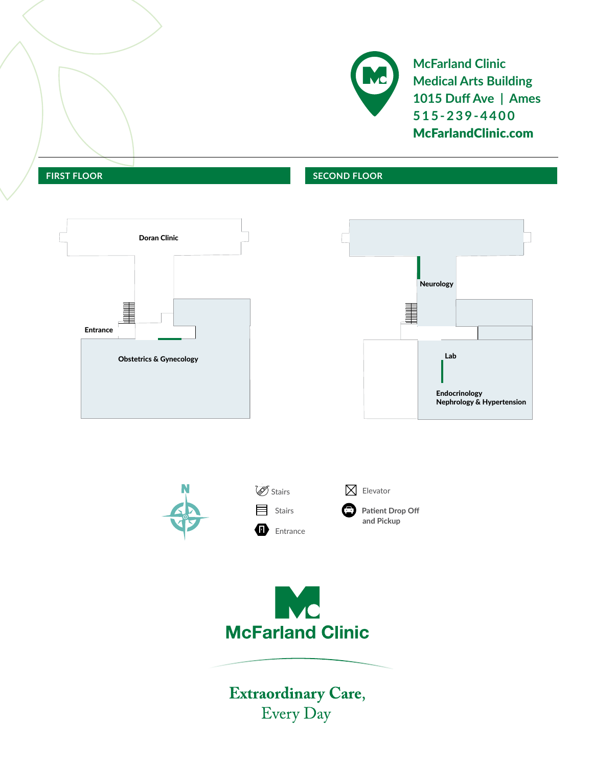McFarland Clinic
Medical Arts Building
1015 Duff Ave | Ames
515-239-4400
McFarlandClinic.com

## FIRST FLOOR

Doran Clinic

Entrance

Obstetrics & Gynecology

## SECOND FLOOR

Neurology

Lab

Endocrinology
Nephrology & Hypertension

N

Stairs

Stairs

Entrance

Elevator

Patient Drop Off and Pickup

McFarland Clinic

Extraordinary Care,
Every Day